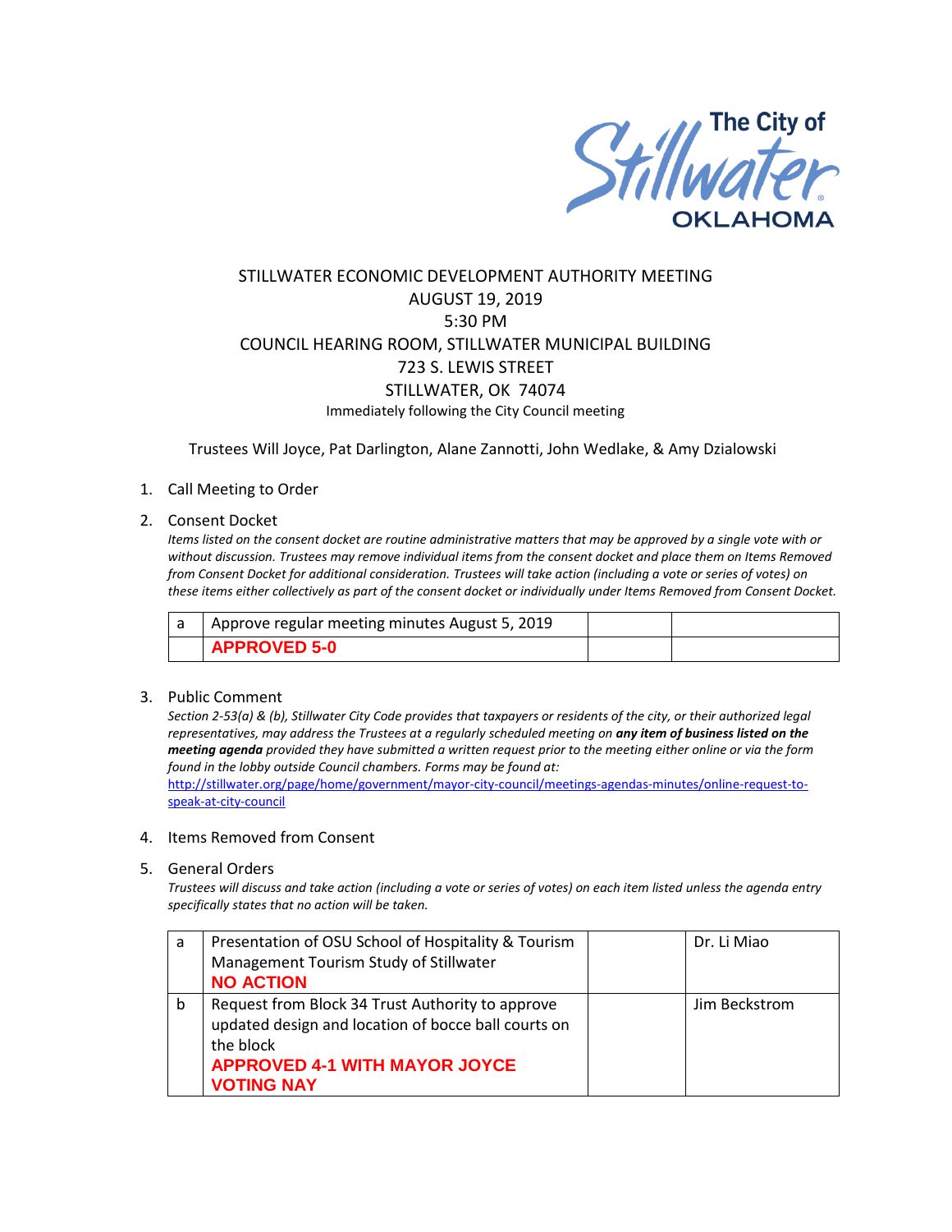# STILLWATER ECONOMIC DEVELOPMENT AUTHORITY MEETING

AUGUST 19, 2019
5:30 PM
COUNCIL HEARING ROOM, STILLWATER MUNICIPAL BUILDING
723 S. LEWIS STREET
STILLWATER, OK 74074
Immediately following the City Council meeting

Trustees Will Joyce, Pat Darlington, Alane Zannotti, John Wedlake, & Amy Dzialowski

1. Call Meeting to Order

2. Consent Docket

*Items listed on the consent docket are routine administrative matters that may be approved by a single vote with or without discussion. Trustees may remove individual items from the consent docket and place them on Items Removed from Consent Docket for additional consideration. Trustees will take action (including a vote or series of votes) on these items either collectively as part of the consent docket or individually under Items Removed from Consent Docket.*

| a | Approve regular meeting minutes August 5, 2019 | | |
|---|---|---|---|
| | **APPROVED 5-0** | | |

3. Public Comment

*Section 2-53(a) & (b), Stillwater City Code provides that taxpayers or residents of the city, or their authorized legal representatives, may address the Trustees at a regularly scheduled meeting on* ***any item of business listed on the meeting agenda*** *provided they have submitted a written request prior to the meeting either online or via the form found in the lobby outside Council chambers. Forms may be found at:*
http://stillwater.org/page/home/government/mayor-city-council/meetings-agendas-minutes/online-request-to-speak-at-city-council

4. Items Removed from Consent

5. General Orders

*Trustees will discuss and take action (including a vote or series of votes) on each item listed unless the agenda entry specifically states that no action will be taken.*

| a | Presentation of OSU School of Hospitality & Tourism Management Tourism Study of Stillwater **NO ACTION** | | Dr. Li Miao |
|---|---|---|---|
| b | Request from Block 34 Trust Authority to approve updated design and location of bocce ball courts on the block **APPROVED 4-1 WITH MAYOR JOYCE VOTING NAY** | | Jim Beckstrom |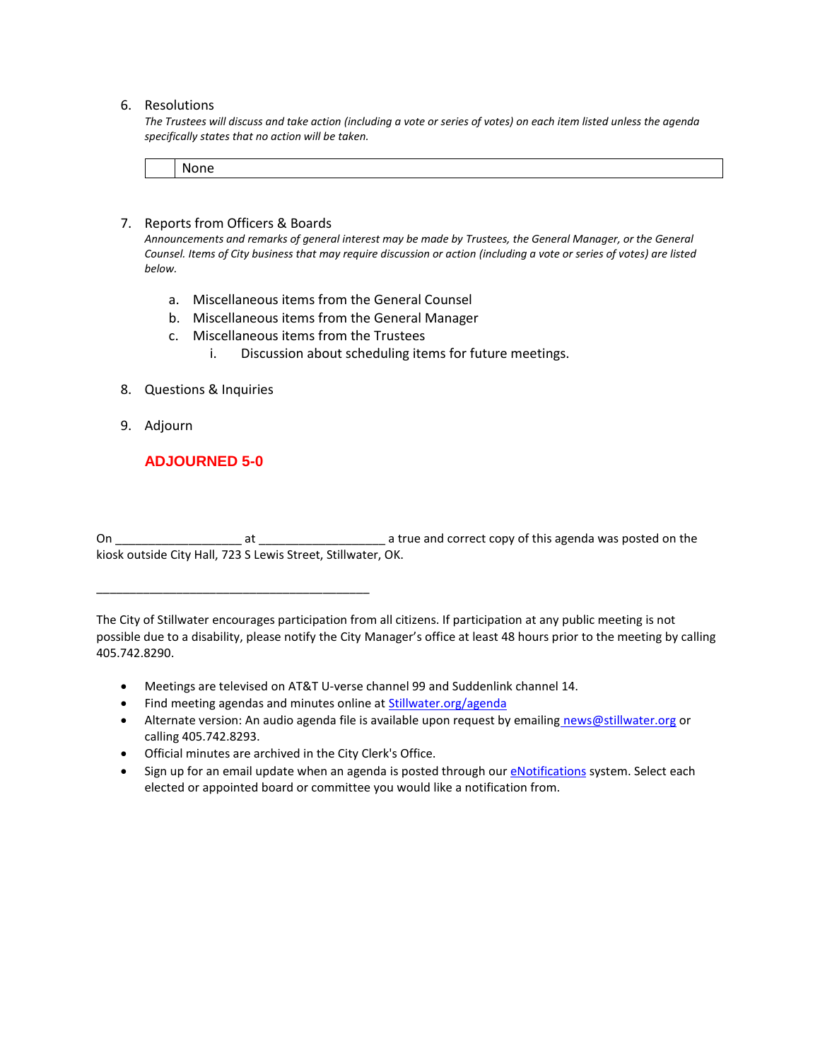6. Resolutions

   *The Trustees will discuss and take action (including a vote or series of votes) on each item listed unless the agenda specifically states that no action will be taken.*

| | |
|---|---|
| | None |

7. Reports from Officers & Boards

   *Announcements and remarks of general interest may be made by Trustees, the General Manager, or the General Counsel. Items of City business that may require discussion or action (including a vote or series of votes) are listed below.*

   a. Miscellaneous items from the General Counsel
   b. Miscellaneous items from the General Manager
   c. Miscellaneous items from the Trustees
      i. Discussion about scheduling items for future meetings.

8. Questions & Inquiries

9. Adjourn

   **ADJOURNED 5-0**

On ___________________ at ___________________ a true and correct copy of this agenda was posted on the kiosk outside City Hall, 723 S Lewis Street, Stillwater, OK.

_________________________________________

The City of Stillwater encourages participation from all citizens. If participation at any public meeting is not possible due to a disability, please notify the City Manager's office at least 48 hours prior to the meeting by calling 405.742.8290.

- Meetings are televised on AT&T U-verse channel 99 and Suddenlink channel 14.
- Find meeting agendas and minutes online at Stillwater.org/agenda
- Alternate version: An audio agenda file is available upon request by emailing news@stillwater.org or calling 405.742.8293.
- Official minutes are archived in the City Clerk's Office.
- Sign up for an email update when an agenda is posted through our eNotifications system. Select each elected or appointed board or committee you would like a notification from.